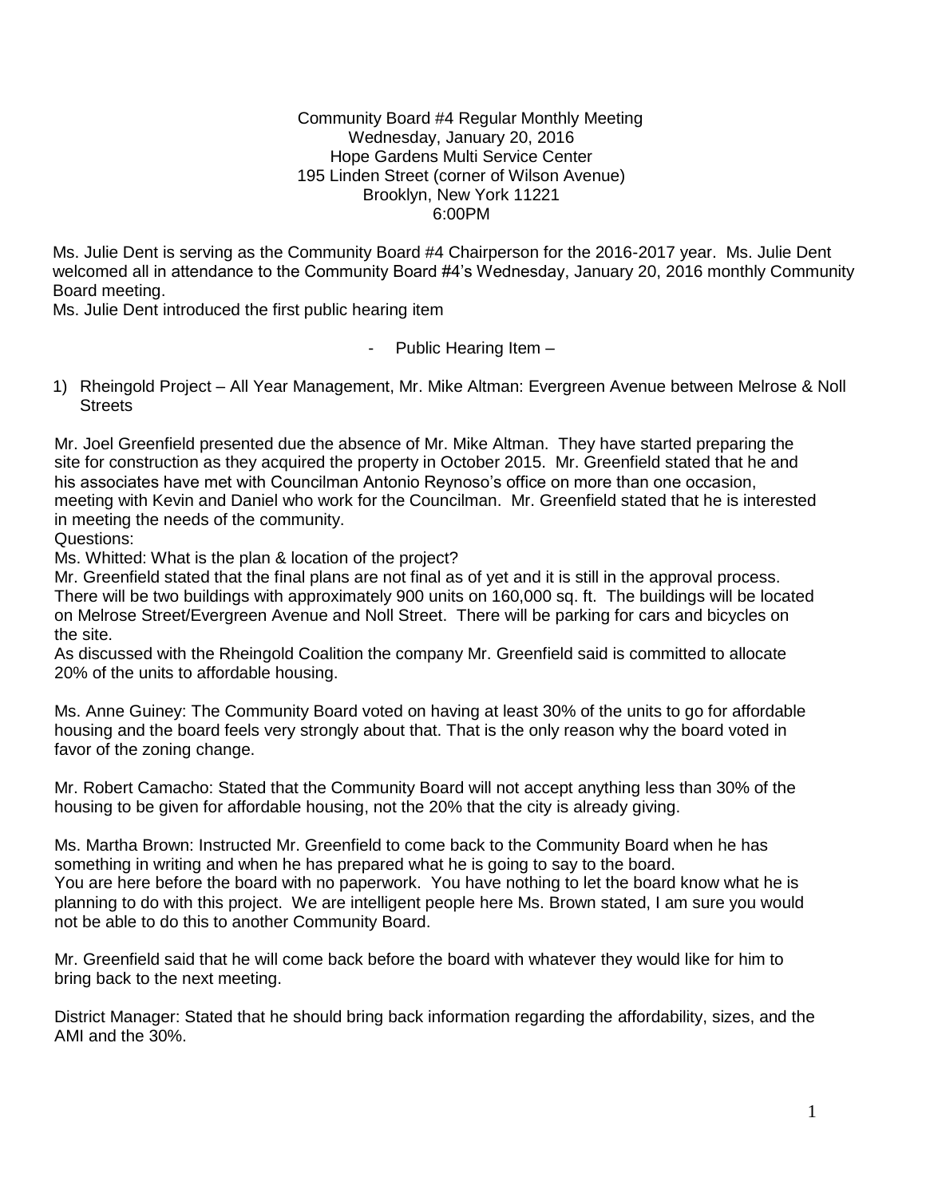Community Board #4 Regular Monthly Meeting
Wednesday, January 20, 2016
Hope Gardens Multi Service Center
195 Linden Street (corner of Wilson Avenue)
Brooklyn, New York 11221
6:00PM

Ms. Julie Dent is serving as the Community Board #4 Chairperson for the 2016-2017 year. Ms. Julie Dent welcomed all in attendance to the Community Board #4's Wednesday, January 20, 2016 monthly Community Board meeting.
Ms. Julie Dent introduced the first public hearing item

- Public Hearing Item –

1) Rheingold Project – All Year Management, Mr. Mike Altman: Evergreen Avenue between Melrose & Noll Streets

Mr. Joel Greenfield presented due the absence of Mr. Mike Altman. They have started preparing the site for construction as they acquired the property in October 2015. Mr. Greenfield stated that he and his associates have met with Councilman Antonio Reynoso's office on more than one occasion, meeting with Kevin and Daniel who work for the Councilman. Mr. Greenfield stated that he is interested in meeting the needs of the community.
Questions:
Ms. Whitted: What is the plan & location of the project?
Mr. Greenfield stated that the final plans are not final as of yet and it is still in the approval process. There will be two buildings with approximately 900 units on 160,000 sq. ft. The buildings will be located on Melrose Street/Evergreen Avenue and Noll Street. There will be parking for cars and bicycles on the site.
As discussed with the Rheingold Coalition the company Mr. Greenfield said is committed to allocate 20% of the units to affordable housing.

Ms. Anne Guiney: The Community Board voted on having at least 30% of the units to go for affordable housing and the board feels very strongly about that. That is the only reason why the board voted in favor of the zoning change.

Mr. Robert Camacho: Stated that the Community Board will not accept anything less than 30% of the housing to be given for affordable housing, not the 20% that the city is already giving.

Ms. Martha Brown: Instructed Mr. Greenfield to come back to the Community Board when he has something in writing and when he has prepared what he is going to say to the board.
You are here before the board with no paperwork. You have nothing to let the board know what he is planning to do with this project. We are intelligent people here Ms. Brown stated, I am sure you would not be able to do this to another Community Board.

Mr. Greenfield said that he will come back before the board with whatever they would like for him to bring back to the next meeting.

District Manager: Stated that he should bring back information regarding the affordability, sizes, and the AMI and the 30%.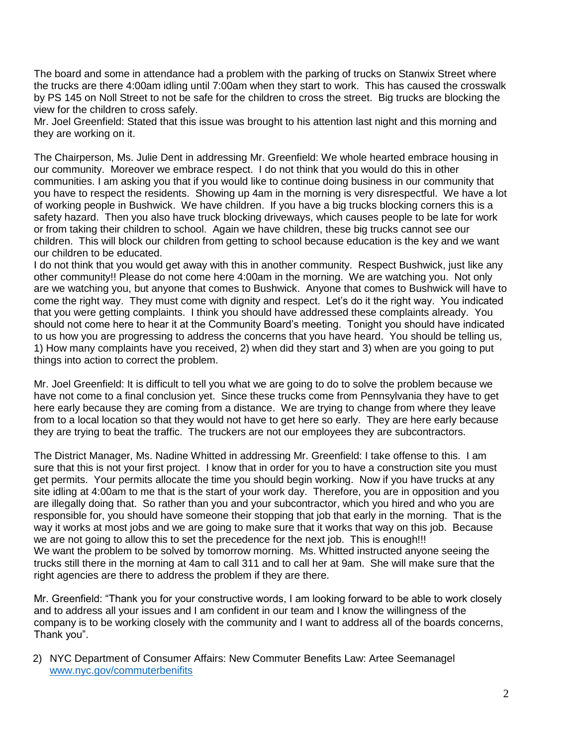The board and some in attendance had a problem with the parking of trucks on Stanwix Street where the trucks are there 4:00am idling until 7:00am when they start to work. This has caused the crosswalk by PS 145 on Noll Street to not be safe for the children to cross the street. Big trucks are blocking the view for the children to cross safely.
Mr. Joel Greenfield: Stated that this issue was brought to his attention last night and this morning and they are working on it.

The Chairperson, Ms. Julie Dent in addressing Mr. Greenfield: We whole hearted embrace housing in our community. Moreover we embrace respect. I do not think that you would do this in other communities. I am asking you that if you would like to continue doing business in our community that you have to respect the residents. Showing up 4am in the morning is very disrespectful. We have a lot of working people in Bushwick. We have children. If you have a big trucks blocking corners this is a safety hazard. Then you also have truck blocking driveways, which causes people to be late for work or from taking their children to school. Again we have children, these big trucks cannot see our children. This will block our children from getting to school because education is the key and we want our children to be educated.
I do not think that you would get away with this in another community. Respect Bushwick, just like any other community!! Please do not come here 4:00am in the morning. We are watching you. Not only are we watching you, but anyone that comes to Bushwick. Anyone that comes to Bushwick will have to come the right way. They must come with dignity and respect. Let's do it the right way. You indicated that you were getting complaints. I think you should have addressed these complaints already. You should not come here to hear it at the Community Board's meeting. Tonight you should have indicated to us how you are progressing to address the concerns that you have heard. You should be telling us, 1) How many complaints have you received, 2) when did they start and 3) when are you going to put things into action to correct the problem.

Mr. Joel Greenfield: It is difficult to tell you what we are going to do to solve the problem because we have not come to a final conclusion yet. Since these trucks come from Pennsylvania they have to get here early because they are coming from a distance. We are trying to change from where they leave from to a local location so that they would not have to get here so early. They are here early because they are trying to beat the traffic. The truckers are not our employees they are subcontractors.

The District Manager, Ms. Nadine Whitted in addressing Mr. Greenfield: I take offense to this. I am sure that this is not your first project. I know that in order for you to have a construction site you must get permits. Your permits allocate the time you should begin working. Now if you have trucks at any site idling at 4:00am to me that is the start of your work day. Therefore, you are in opposition and you are illegally doing that. So rather than you and your subcontractor, which you hired and who you are responsible for, you should have someone their stopping that job that early in the morning. That is the way it works at most jobs and we are going to make sure that it works that way on this job. Because we are not going to allow this to set the precedence for the next job. This is enough!!!
We want the problem to be solved by tomorrow morning. Ms. Whitted instructed anyone seeing the trucks still there in the morning at 4am to call 311 and to call her at 9am. She will make sure that the right agencies are there to address the problem if they are there.

Mr. Greenfield: "Thank you for your constructive words, I am looking forward to be able to work closely and to address all your issues and I am confident in our team and I know the willingness of the company is to be working closely with the community and I want to address all of the boards concerns, Thank you".

2) NYC Department of Consumer Affairs: New Commuter Benefits Law: Artee Seemanagel
   www.nyc.gov/commuterbenifits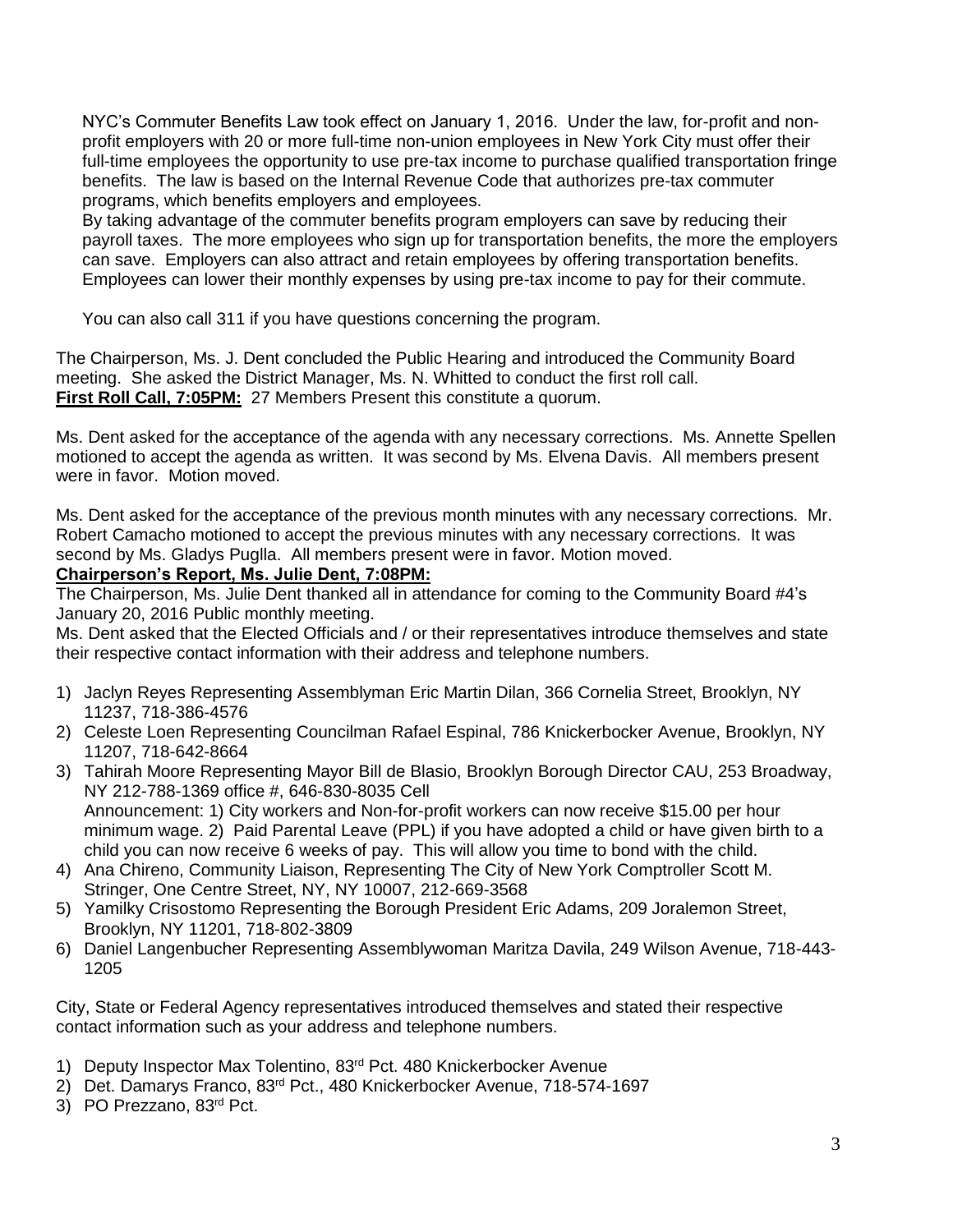NYC's Commuter Benefits Law took effect on January 1, 2016. Under the law, for-profit and non-profit employers with 20 or more full-time non-union employees in New York City must offer their full-time employees the opportunity to use pre-tax income to purchase qualified transportation fringe benefits. The law is based on the Internal Revenue Code that authorizes pre-tax commuter programs, which benefits employers and employees.
By taking advantage of the commuter benefits program employers can save by reducing their payroll taxes. The more employees who sign up for transportation benefits, the more the employers can save. Employers can also attract and retain employees by offering transportation benefits. Employees can lower their monthly expenses by using pre-tax income to pay for their commute.

You can also call 311 if you have questions concerning the program.

The Chairperson, Ms. J. Dent concluded the Public Hearing and introduced the Community Board meeting. She asked the District Manager, Ms. N. Whitted to conduct the first roll call.
**First Roll Call, 7:05PM:** 27 Members Present this constitute a quorum.

Ms. Dent asked for the acceptance of the agenda with any necessary corrections. Ms. Annette Spellen motioned to accept the agenda as written. It was second by Ms. Elvena Davis. All members present were in favor. Motion moved.

Ms. Dent asked for the acceptance of the previous month minutes with any necessary corrections. Mr. Robert Camacho motioned to accept the previous minutes with any necessary corrections. It was second by Ms. Gladys Puglla. All members present were in favor. Motion moved.

**Chairperson's Report, Ms. Julie Dent, 7:08PM:**

The Chairperson, Ms. Julie Dent thanked all in attendance for coming to the Community Board #4's January 20, 2016 Public monthly meeting.
Ms. Dent asked that the Elected Officials and / or their representatives introduce themselves and state their respective contact information with their address and telephone numbers.

1) Jaclyn Reyes Representing Assemblyman Eric Martin Dilan, 366 Cornelia Street, Brooklyn, NY 11237, 718-386-4576
2) Celeste Loen Representing Councilman Rafael Espinal, 786 Knickerbocker Avenue, Brooklyn, NY 11207, 718-642-8664
3) Tahirah Moore Representing Mayor Bill de Blasio, Brooklyn Borough Director CAU, 253 Broadway, NY 212-788-1369 office #, 646-830-8035 Cell
   Announcement: 1) City workers and Non-for-profit workers can now receive $15.00 per hour minimum wage. 2) Paid Parental Leave (PPL) if you have adopted a child or have given birth to a child you can now receive 6 weeks of pay. This will allow you time to bond with the child.
4) Ana Chireno, Community Liaison, Representing The City of New York Comptroller Scott M. Stringer, One Centre Street, NY, NY 10007, 212-669-3568
5) Yamilky Crisostomo Representing the Borough President Eric Adams, 209 Joralemon Street, Brooklyn, NY 11201, 718-802-3809
6) Daniel Langenbucher Representing Assemblywoman Maritza Davila, 249 Wilson Avenue, 718-443-1205

City, State or Federal Agency representatives introduced themselves and stated their respective contact information such as your address and telephone numbers.

1) Deputy Inspector Max Tolentino, 83rd Pct. 480 Knickerbocker Avenue
2) Det. Damarys Franco, 83rd Pct., 480 Knickerbocker Avenue, 718-574-1697
3) PO Prezzano, 83rd Pct.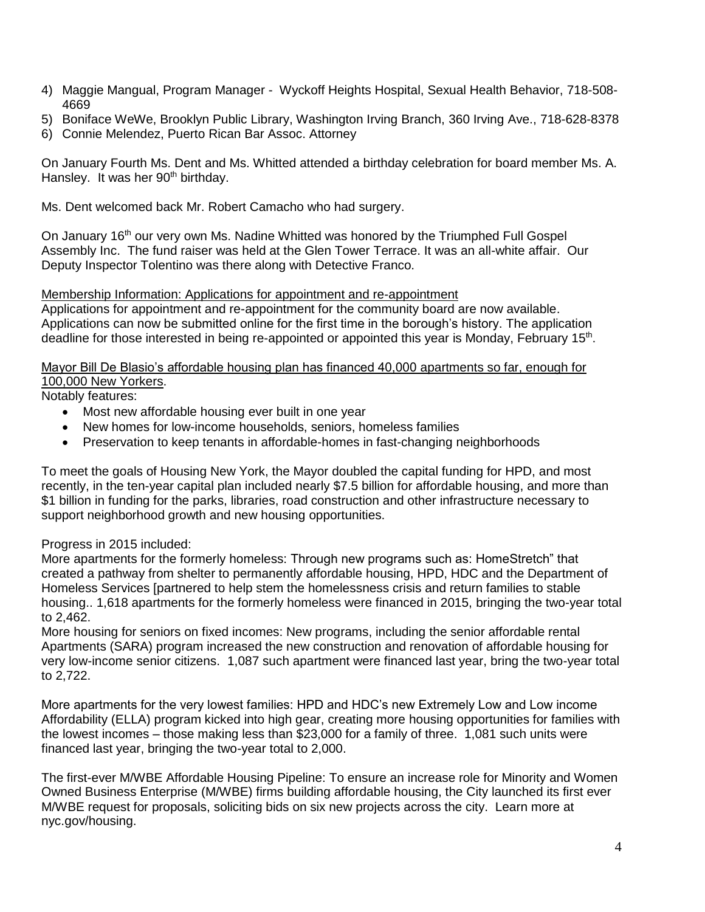4) Maggie Mangual, Program Manager - Wyckoff Heights Hospital, Sexual Health Behavior, 718-508-4669
5) Boniface WeWe, Brooklyn Public Library, Washington Irving Branch, 360 Irving Ave., 718-628-8378
6) Connie Melendez, Puerto Rican Bar Assoc. Attorney

On January Fourth Ms. Dent and Ms. Whitted attended a birthday celebration for board member Ms. A. Hansley. It was her 90th birthday.

Ms. Dent welcomed back Mr. Robert Camacho who had surgery.

On January 16th our very own Ms. Nadine Whitted was honored by the Triumphed Full Gospel Assembly Inc. The fund raiser was held at the Glen Tower Terrace. It was an all-white affair. Our Deputy Inspector Tolentino was there along with Detective Franco.

<u>Membership Information: Applications for appointment and re-appointment</u>

Applications for appointment and re-appointment for the community board are now available. Applications can now be submitted online for the first time in the borough's history. The application deadline for those interested in being re-appointed or appointed this year is Monday, February 15th.

<u>Mayor Bill De Blasio's affordable housing plan has financed 40,000 apartments so far, enough for 100,000 New Yorkers</u>.

Notably features:

- Most new affordable housing ever built in one year
- New homes for low-income households, seniors, homeless families
- Preservation to keep tenants in affordable-homes in fast-changing neighborhoods

To meet the goals of Housing New York, the Mayor doubled the capital funding for HPD, and most recently, in the ten-year capital plan included nearly $7.5 billion for affordable housing, and more than $1 billion in funding for the parks, libraries, road construction and other infrastructure necessary to support neighborhood growth and new housing opportunities.

Progress in 2015 included:

More apartments for the formerly homeless: Through new programs such as: HomeStretch" that created a pathway from shelter to permanently affordable housing, HPD, HDC and the Department of Homeless Services [partnered to help stem the homelessness crisis and return families to stable housing.. 1,618 apartments for the formerly homeless were financed in 2015, bringing the two-year total to 2,462.

More housing for seniors on fixed incomes: New programs, including the senior affordable rental Apartments (SARA) program increased the new construction and renovation of affordable housing for very low-income senior citizens. 1,087 such apartment were financed last year, bring the two-year total to 2,722.

More apartments for the very lowest families: HPD and HDC's new Extremely Low and Low income Affordability (ELLA) program kicked into high gear, creating more housing opportunities for families with the lowest incomes – those making less than $23,000 for a family of three. 1,081 such units were financed last year, bringing the two-year total to 2,000.

The first-ever M/WBE Affordable Housing Pipeline: To ensure an increase role for Minority and Women Owned Business Enterprise (M/WBE) firms building affordable housing, the City launched its first ever M/WBE request for proposals, soliciting bids on six new projects across the city. Learn more at nyc.gov/housing.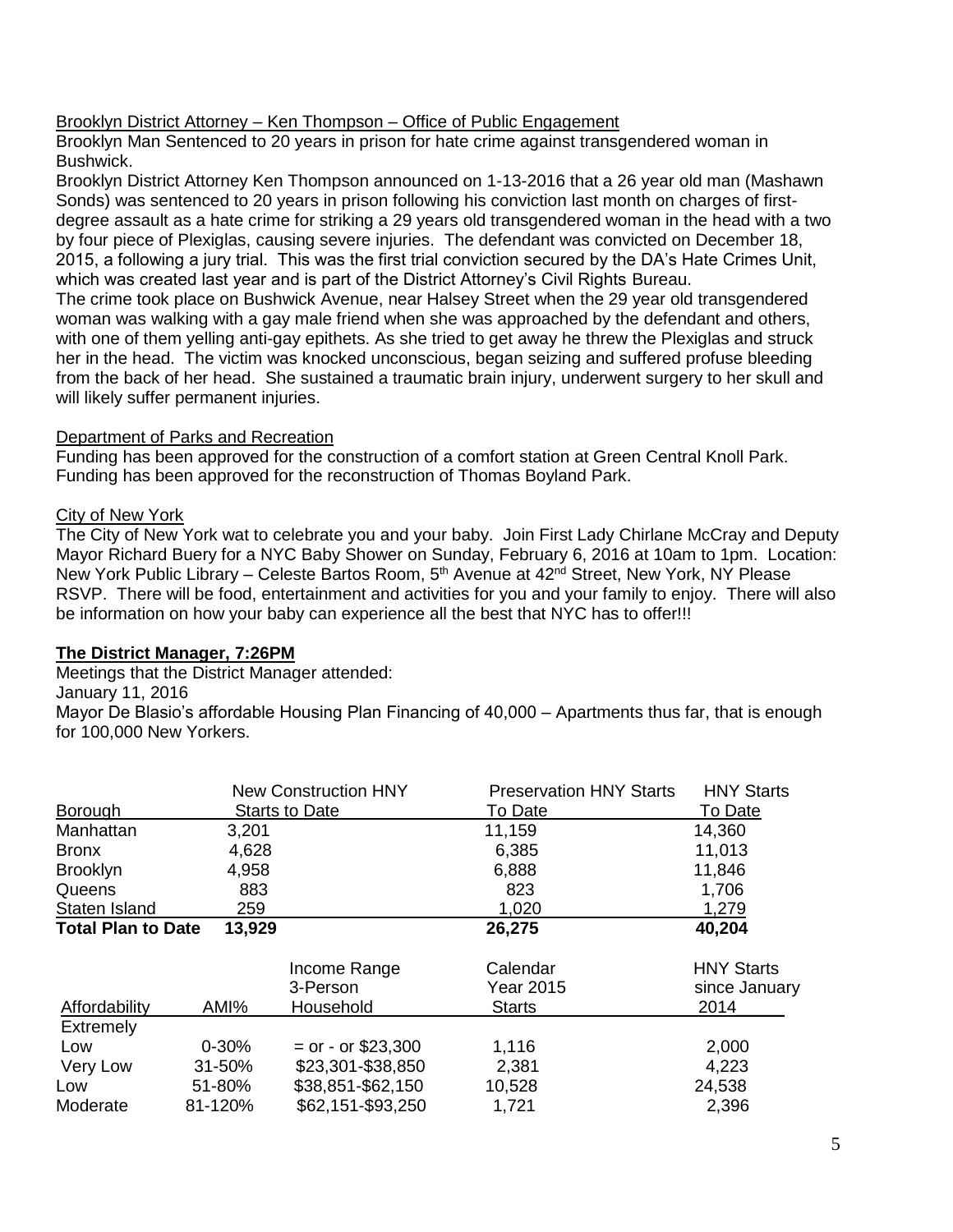Brooklyn District Attorney – Ken Thompson – Office of Public Engagement

Brooklyn Man Sentenced to 20 years in prison for hate crime against transgendered woman in Bushwick.

Brooklyn District Attorney Ken Thompson announced on 1-13-2016 that a 26 year old man (Mashawn Sonds) was sentenced to 20 years in prison following his conviction last month on charges of first-degree assault as a hate crime for striking a 29 years old transgendered woman in the head with a two by four piece of Plexiglas, causing severe injuries. The defendant was convicted on December 18, 2015, a following a jury trial. This was the first trial conviction secured by the DA's Hate Crimes Unit, which was created last year and is part of the District Attorney's Civil Rights Bureau.

The crime took place on Bushwick Avenue, near Halsey Street when the 29 year old transgendered woman was walking with a gay male friend when she was approached by the defendant and others, with one of them yelling anti-gay epithets. As she tried to get away he threw the Plexiglas and struck her in the head. The victim was knocked unconscious, began seizing and suffered profuse bleeding from the back of her head. She sustained a traumatic brain injury, underwent surgery to her skull and will likely suffer permanent injuries.

Department of Parks and Recreation

Funding has been approved for the construction of a comfort station at Green Central Knoll Park.
Funding has been approved for the reconstruction of Thomas Boyland Park.

City of New York

The City of New York wat to celebrate you and your baby. Join First Lady Chirlane McCray and Deputy Mayor Richard Buery for a NYC Baby Shower on Sunday, February 6, 2016 at 10am to 1pm. Location: New York Public Library – Celeste Bartos Room, 5th Avenue at 42nd Street, New York, NY Please RSVP. There will be food, entertainment and activities for you and your family to enjoy. There will also be information on how your baby can experience all the best that NYC has to offer!!!

**The District Manager, 7:26PM**

Meetings that the District Manager attended:

January 11, 2016

Mayor De Blasio's affordable Housing Plan Financing of 40,000 – Apartments thus far, that is enough for 100,000 New Yorkers.

| Borough | New Construction HNY Starts to Date | Preservation HNY Starts To Date | HNY Starts To Date |
|---|---|---|---|
| Manhattan | 3,201 | 11,159 | 14,360 |
| Bronx | 4,628 | 6,385 | 11,013 |
| Brooklyn | 4,958 | 6,888 | 11,846 |
| Queens | 883 | 823 | 1,706 |
| Staten Island | 259 | 1,020 | 1,279 |
| **Total Plan to Date** | **13,929** | **26,275** | **40,204** |

| Affordability | AMI% | Income Range 3-Person Household | Calendar Year 2015 Starts | HNY Starts since January 2014 |
|---|---|---|---|---|
| Extremely Low | 0-30% | = or - or $23,300 | 1,116 | 2,000 |
| Very Low | 31-50% | $23,301-$38,850 | 2,381 | 4,223 |
| Low | 51-80% | $38,851-$62,150 | 10,528 | 24,538 |
| Moderate | 81-120% | $62,151-$93,250 | 1,721 | 2,396 |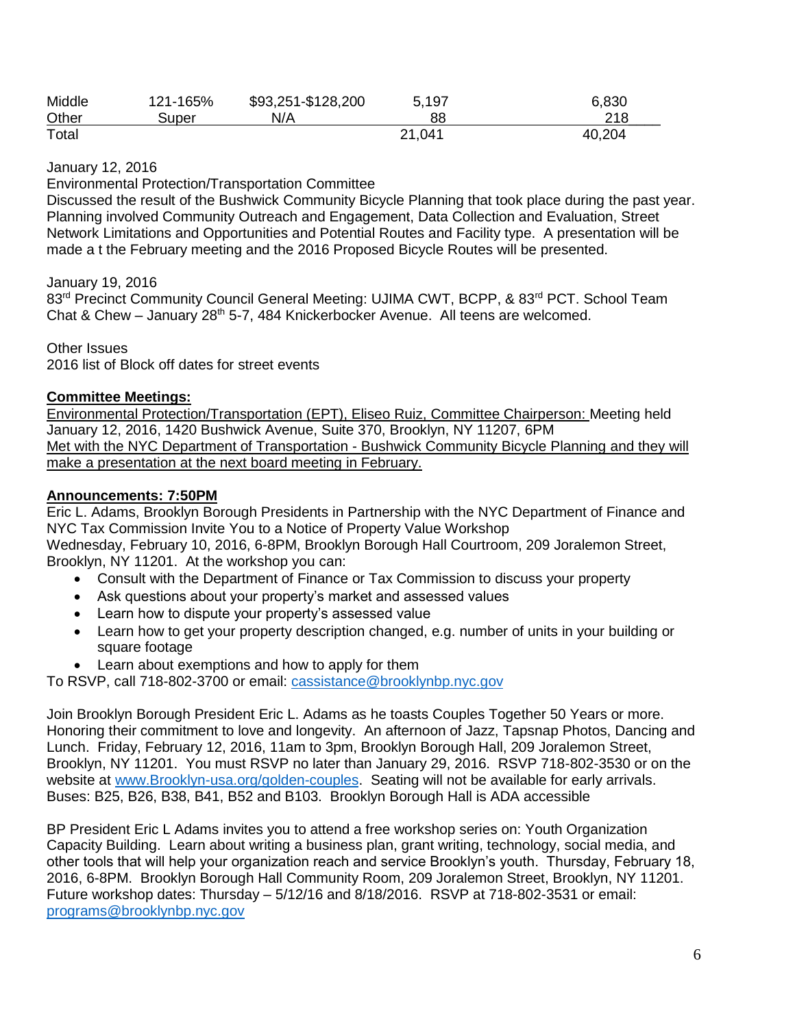| Middle | 121-165% | $93,251-$128,200 | 5,197 | 6,830 |
|---|---|---|---|---|
| Other | Super | N/A | 88 | 218 |
| Total | | | 21,041 | 40,204 |

January 12, 2016
Environmental Protection/Transportation Committee
Discussed the result of the Bushwick Community Bicycle Planning that took place during the past year. Planning involved Community Outreach and Engagement, Data Collection and Evaluation, Street Network Limitations and Opportunities and Potential Routes and Facility type. A presentation will be made a t the February meeting and the 2016 Proposed Bicycle Routes will be presented.

January 19, 2016
83rd Precinct Community Council General Meeting: UJIMA CWT, BCPP, & 83rd PCT. School Team Chat & Chew – January 28th 5-7, 484 Knickerbocker Avenue. All teens are welcomed.

Other Issues
2016 list of Block off dates for street events

**Committee Meetings:**

Environmental Protection/Transportation (EPT), Eliseo Ruiz, Committee Chairperson: Meeting held January 12, 2016, 1420 Bushwick Avenue, Suite 370, Brooklyn, NY 11207, 6PM
Met with the NYC Department of Transportation - Bushwick Community Bicycle Planning and they will make a presentation at the next board meeting in February.

**Announcements: 7:50PM**

Eric L. Adams, Brooklyn Borough Presidents in Partnership with the NYC Department of Finance and NYC Tax Commission Invite You to a Notice of Property Value Workshop
Wednesday, February 10, 2016, 6-8PM, Brooklyn Borough Hall Courtroom, 209 Joralemon Street, Brooklyn, NY 11201. At the workshop you can:

- Consult with the Department of Finance or Tax Commission to discuss your property
- Ask questions about your property's market and assessed values
- Learn how to dispute your property's assessed value
- Learn how to get your property description changed, e.g. number of units in your building or square footage
- Learn about exemptions and how to apply for them

To RSVP, call 718-802-3700 or email: cassistance@brooklynbp.nyc.gov

Join Brooklyn Borough President Eric L. Adams as he toasts Couples Together 50 Years or more. Honoring their commitment to love and longevity. An afternoon of Jazz, Tapsnap Photos, Dancing and Lunch. Friday, February 12, 2016, 11am to 3pm, Brooklyn Borough Hall, 209 Joralemon Street, Brooklyn, NY 11201. You must RSVP no later than January 29, 2016. RSVP 718-802-3530 or on the website at www.Brooklyn-usa.org/golden-couples. Seating will not be available for early arrivals. Buses: B25, B26, B38, B41, B52 and B103. Brooklyn Borough Hall is ADA accessible

BP President Eric L Adams invites you to attend a free workshop series on: Youth Organization Capacity Building. Learn about writing a business plan, grant writing, technology, social media, and other tools that will help your organization reach and service Brooklyn's youth. Thursday, February 18, 2016, 6-8PM. Brooklyn Borough Hall Community Room, 209 Joralemon Street, Brooklyn, NY 11201. Future workshop dates: Thursday – 5/12/16 and 8/18/2016. RSVP at 718-802-3531 or email: programs@brooklynbp.nyc.gov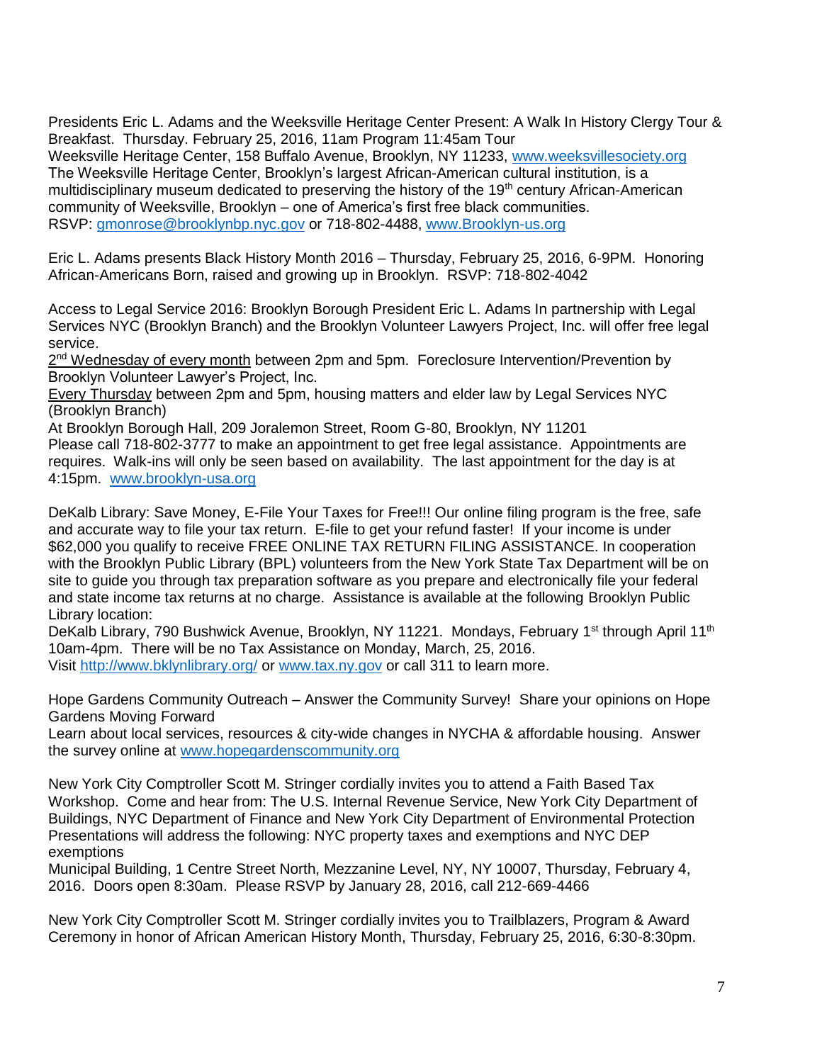Presidents Eric L. Adams and the Weeksville Heritage Center Present: A Walk In History Clergy Tour & Breakfast. Thursday. February 25, 2016, 11am Program 11:45am Tour
Weeksville Heritage Center, 158 Buffalo Avenue, Brooklyn, NY 11233, www.weeksvillesociety.org
The Weeksville Heritage Center, Brooklyn's largest African-American cultural institution, is a multidisciplinary museum dedicated to preserving the history of the 19th century African-American community of Weeksville, Brooklyn – one of America's first free black communities.
RSVP: gmonrose@brooklynbp.nyc.gov or 718-802-4488, www.Brooklyn-us.org

Eric L. Adams presents Black History Month 2016 – Thursday, February 25, 2016, 6-9PM. Honoring African-Americans Born, raised and growing up in Brooklyn. RSVP: 718-802-4042

Access to Legal Service 2016: Brooklyn Borough President Eric L. Adams In partnership with Legal Services NYC (Brooklyn Branch) and the Brooklyn Volunteer Lawyers Project, Inc. will offer free legal service.
2nd Wednesday of every month between 2pm and 5pm. Foreclosure Intervention/Prevention by Brooklyn Volunteer Lawyer's Project, Inc.
Every Thursday between 2pm and 5pm, housing matters and elder law by Legal Services NYC (Brooklyn Branch)
At Brooklyn Borough Hall, 209 Joralemon Street, Room G-80, Brooklyn, NY 11201
Please call 718-802-3777 to make an appointment to get free legal assistance. Appointments are requires. Walk-ins will only be seen based on availability. The last appointment for the day is at 4:15pm. www.brooklyn-usa.org

DeKalb Library: Save Money, E-File Your Taxes for Free!!! Our online filing program is the free, safe and accurate way to file your tax return. E-file to get your refund faster! If your income is under $62,000 you qualify to receive FREE ONLINE TAX RETURN FILING ASSISTANCE. In cooperation with the Brooklyn Public Library (BPL) volunteers from the New York State Tax Department will be on site to guide you through tax preparation software as you prepare and electronically file your federal and state income tax returns at no charge. Assistance is available at the following Brooklyn Public Library location:
DeKalb Library, 790 Bushwick Avenue, Brooklyn, NY 11221. Mondays, February 1st through April 11th 10am-4pm. There will be no Tax Assistance on Monday, March, 25, 2016.
Visit http://www.bklynlibrary.org/ or www.tax.ny.gov or call 311 to learn more.

Hope Gardens Community Outreach – Answer the Community Survey! Share your opinions on Hope Gardens Moving Forward
Learn about local services, resources & city-wide changes in NYCHA & affordable housing. Answer the survey online at www.hopegardenscommunity.org

New York City Comptroller Scott M. Stringer cordially invites you to attend a Faith Based Tax Workshop. Come and hear from: The U.S. Internal Revenue Service, New York City Department of Buildings, NYC Department of Finance and New York City Department of Environmental Protection Presentations will address the following: NYC property taxes and exemptions and NYC DEP exemptions
Municipal Building, 1 Centre Street North, Mezzanine Level, NY, NY 10007, Thursday, February 4, 2016. Doors open 8:30am. Please RSVP by January 28, 2016, call 212-669-4466

New York City Comptroller Scott M. Stringer cordially invites you to Trailblazers, Program & Award Ceremony in honor of African American History Month, Thursday, February 25, 2016, 6:30-8:30pm.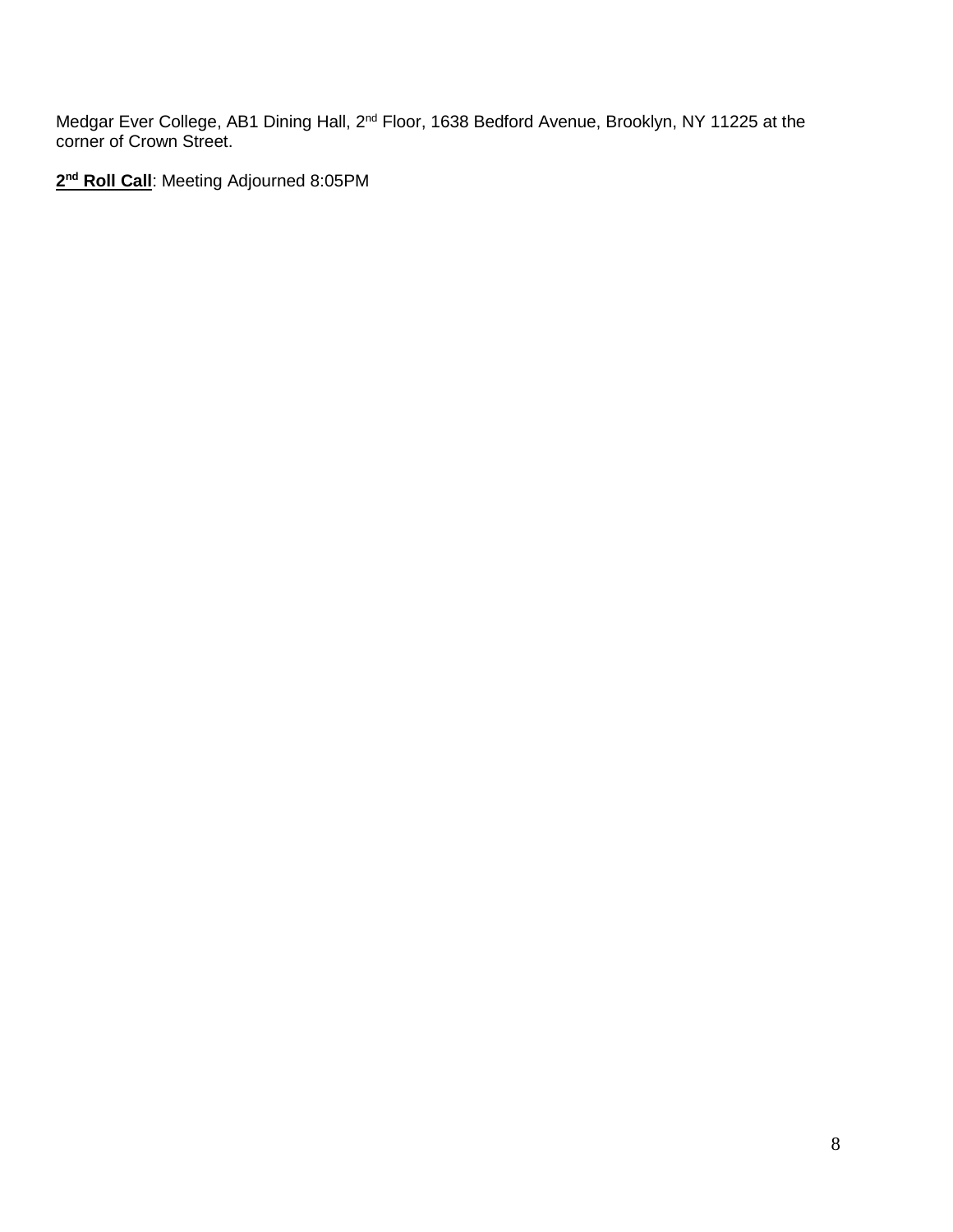Medgar Ever College, AB1 Dining Hall, 2nd Floor, 1638 Bedford Avenue, Brooklyn, NY 11225 at the corner of Crown Street.

**2nd Roll Call**: Meeting Adjourned 8:05PM